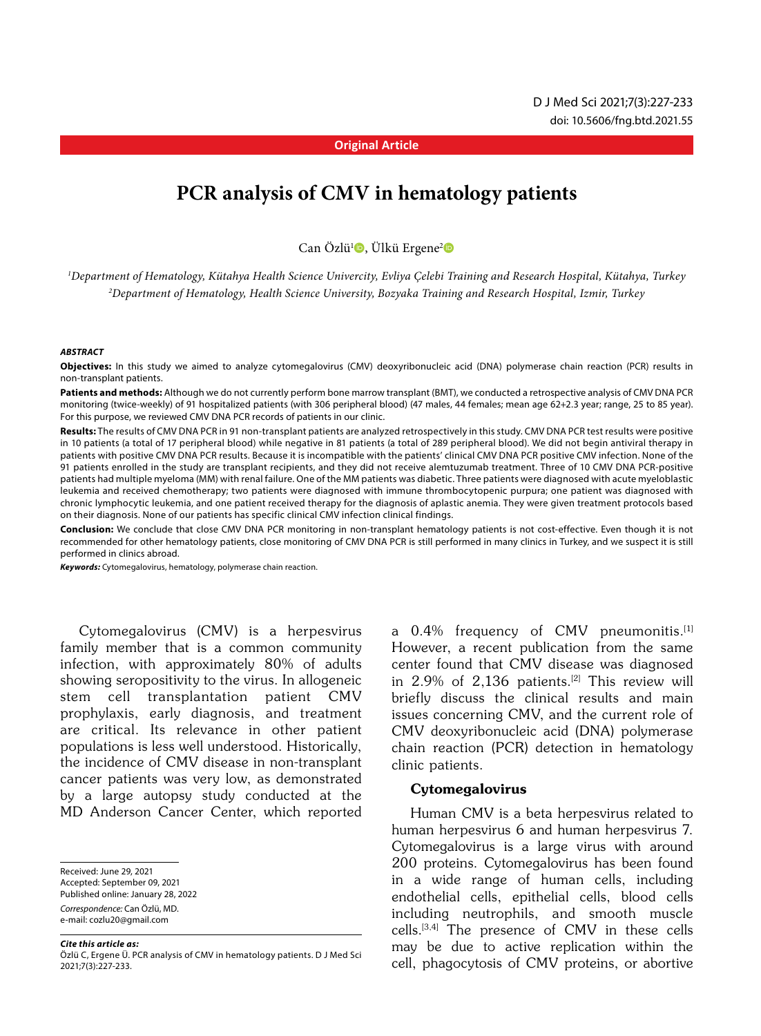Original Article

# PCR analysis of CMV in hematology patients

Can Özlü[1], Ülkü Ergene[2]

[1]*Department of Hematology, Kütahya Health Science Univercity, Evliya Çelebi Training and Research Hospital, Kütahya, Turkey*
[2]*Department of Hematology, Health Science University, Bozyaka Training and Research Hospital, Izmir, Turkey*

***ABSTRACT***

**Objectives:** In this study we aimed to analyze cytomegalovirus (CMV) deoxyribonucleic acid (DNA) polymerase chain reaction (PCR) results in non-transplant patients.

**Patients and methods:** Although we do not currently perform bone marrow transplant (BMT), we conducted a retrospective analysis of CMV DNA PCR monitoring (twice-weekly) of 91 hospitalized patients (with 306 peripheral blood) (47 males, 44 females; mean age 62+2.3 year; range, 25 to 85 year). For this purpose, we reviewed CMV DNA PCR records of patients in our clinic.

**Results:** The results of CMV DNA PCR in 91 non-transplant patients are analyzed retrospectively in this study. CMV DNA PCR test results were positive in 10 patients (a total of 17 peripheral blood) while negative in 81 patients (a total of 289 peripheral blood). We did not begin antiviral therapy in patients with positive CMV DNA PCR results. Because it is incompatible with the patients' clinical CMV DNA PCR positive CMV infection. None of the 91 patients enrolled in the study are transplant recipients, and they did not receive alemtuzumab treatment. Three of 10 CMV DNA PCR-positive patients had multiple myeloma (MM) with renal failure. One of the MM patients was diabetic. Three patients were diagnosed with acute myeloblastic leukemia and received chemotherapy; two patients were diagnosed with immune thrombocytopenic purpura; one patient was diagnosed with chronic lymphocytic leukemia, and one patient received therapy for the diagnosis of aplastic anemia. They were given treatment protocols based on their diagnosis. None of our patients has specific clinical CMV infection clinical findings.

**Conclusion:** We conclude that close CMV DNA PCR monitoring in non-transplant hematology patients is not cost-effective. Even though it is not recommended for other hematology patients, close monitoring of CMV DNA PCR is still performed in many clinics in Turkey, and we suspect it is still performed in clinics abroad.

***Keywords:*** Cytomegalovirus, hematology, polymerase chain reaction.

Cytomegalovirus (CMV) is a herpesvirus family member that is a common community infection, with approximately 80% of adults showing seropositivity to the virus. In allogeneic stem cell transplantation patient CMV prophylaxis, early diagnosis, and treatment are critical. Its relevance in other patient populations is less well understood. Historically, the incidence of CMV disease in non-transplant cancer patients was very low, as demonstrated by a large autopsy study conducted at the MD Anderson Cancer Center, which reported a 0.4% frequency of CMV pneumonitis.[1] However, a recent publication from the same center found that CMV disease was diagnosed in 2.9% of 2,136 patients.[2] This review will briefly discuss the clinical results and main issues concerning CMV, and the current role of CMV deoxyribonucleic acid (DNA) polymerase chain reaction (PCR) detection in hematology clinic patients.

### Cytomegalovirus

Human CMV is a beta herpesvirus related to human herpesvirus 6 and human herpesvirus 7. Cytomegalovirus is a large virus with around 200 proteins. Cytomegalovirus has been found in a wide range of human cells, including endothelial cells, epithelial cells, blood cells including neutrophils, and smooth muscle cells.[3,4] The presence of CMV in these cells may be due to active replication within the cell, phagocytosis of CMV proteins, or abortive

Received: June 29, 2021
Accepted: September 09, 2021
Published online: January 28, 2022

*Correspondence:* Can Özlü, MD.
e-mail: cozlu20@gmail.com

***Cite this article as:***
Özlü C, Ergene Ü. PCR analysis of CMV in hematology patients. D J Med Sci 2021;7(3):227-233.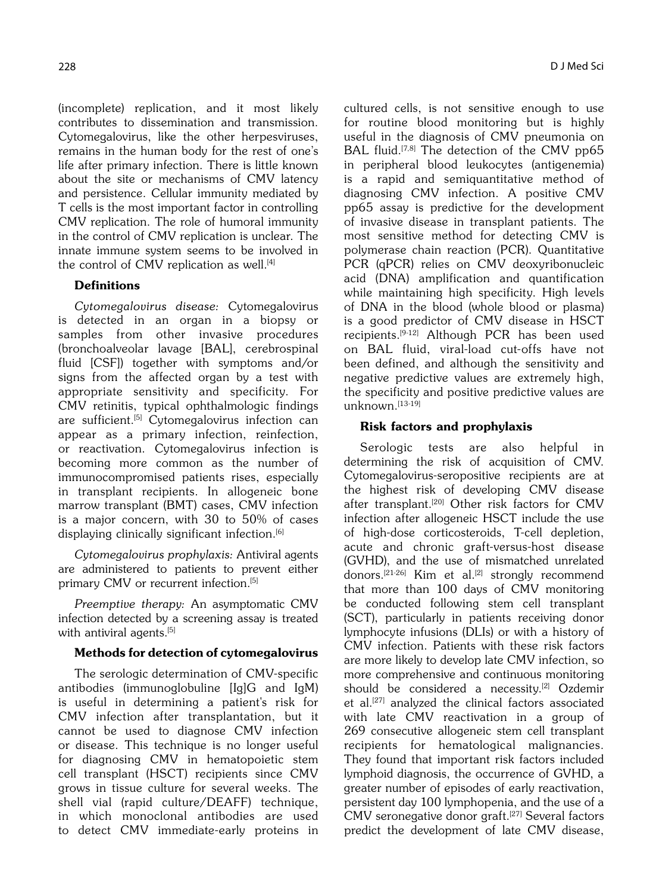(incomplete) replication, and it most likely contributes to dissemination and transmission. Cytomegalovirus, like the other herpesviruses, remains in the human body for the rest of one's life after primary infection. There is little known about the site or mechanisms of CMV latency and persistence. Cellular immunity mediated by T cells is the most important factor in controlling CMV replication. The role of humoral immunity in the control of CMV replication is unclear. The innate immune system seems to be involved in the control of CMV replication as well.[4]

### Definitions

*Cytomegalovirus disease:* Cytomegalovirus is detected in an organ in a biopsy or samples from other invasive procedures (bronchoalveolar lavage [BAL], cerebrospinal fluid [CSF]) together with symptoms and/or signs from the affected organ by a test with appropriate sensitivity and specificity. For CMV retinitis, typical ophthalmologic findings are sufficient.[5] Cytomegalovirus infection can appear as a primary infection, reinfection, or reactivation. Cytomegalovirus infection is becoming more common as the number of immunocompromised patients rises, especially in transplant recipients. In allogeneic bone marrow transplant (BMT) cases, CMV infection is a major concern, with 30 to 50% of cases displaying clinically significant infection.[6]

*Cytomegalovirus prophylaxis:* Antiviral agents are administered to patients to prevent either primary CMV or recurrent infection.[5]

*Preemptive therapy:* An asymptomatic CMV infection detected by a screening assay is treated with antiviral agents.[5]

### Methods for detection of cytomegalovirus

The serologic determination of CMV-specific antibodies (immunoglobuline [Ig]G and IgM) is useful in determining a patient's risk for CMV infection after transplantation, but it cannot be used to diagnose CMV infection or disease. This technique is no longer useful for diagnosing CMV in hematopoietic stem cell transplant (HSCT) recipients since CMV grows in tissue culture for several weeks. The shell vial (rapid culture/DEAFF) technique, in which monoclonal antibodies are used to detect CMV immediate-early proteins in cultured cells, is not sensitive enough to use for routine blood monitoring but is highly useful in the diagnosis of CMV pneumonia on BAL fluid.[7,8] The detection of the CMV pp65 in peripheral blood leukocytes (antigenemia) is a rapid and semiquantitative method of diagnosing CMV infection. A positive CMV pp65 assay is predictive for the development of invasive disease in transplant patients. The most sensitive method for detecting CMV is polymerase chain reaction (PCR). Quantitative PCR (qPCR) relies on CMV deoxyribonucleic acid (DNA) amplification and quantification while maintaining high specificity. High levels of DNA in the blood (whole blood or plasma) is a good predictor of CMV disease in HSCT recipients.[9-12] Although PCR has been used on BAL fluid, viral-load cut-offs have not been defined, and although the sensitivity and negative predictive values are extremely high, the specificity and positive predictive values are unknown.[13-19]

### Risk factors and prophylaxis

Serologic tests are also helpful in determining the risk of acquisition of CMV. Cytomegalovirus-seropositive recipients are at the highest risk of developing CMV disease after transplant.[20] Other risk factors for CMV infection after allogeneic HSCT include the use of high-dose corticosteroids, T-cell depletion, acute and chronic graft-versus-host disease (GVHD), and the use of mismatched unrelated donors.[21-26] Kim et al.[2] strongly recommend that more than 100 days of CMV monitoring be conducted following stem cell transplant (SCT), particularly in patients receiving donor lymphocyte infusions (DLIs) or with a history of CMV infection. Patients with these risk factors are more likely to develop late CMV infection, so more comprehensive and continuous monitoring should be considered a necessity.[2] Ozdemir et al.[27] analyzed the clinical factors associated with late CMV reactivation in a group of 269 consecutive allogeneic stem cell transplant recipients for hematological malignancies. They found that important risk factors included lymphoid diagnosis, the occurrence of GVHD, a greater number of episodes of early reactivation, persistent day 100 lymphopenia, and the use of a CMV seronegative donor graft.[27] Several factors predict the development of late CMV disease,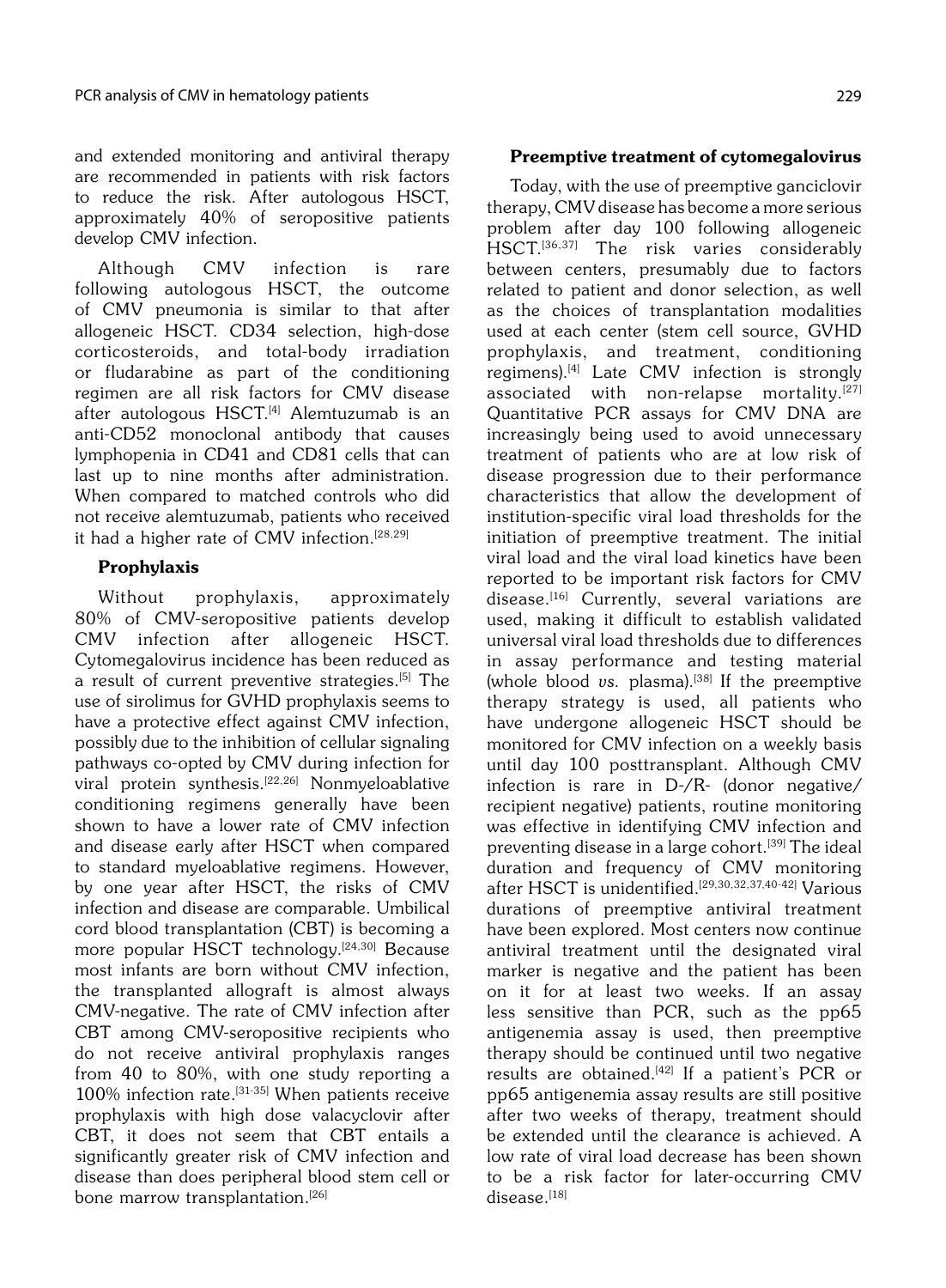and extended monitoring and antiviral therapy are recommended in patients with risk factors to reduce the risk. After autologous HSCT, approximately 40% of seropositive patients develop CMV infection.

Although CMV infection is rare following autologous HSCT, the outcome of CMV pneumonia is similar to that after allogeneic HSCT. CD34 selection, high-dose corticosteroids, and total-body irradiation or fludarabine as part of the conditioning regimen are all risk factors for CMV disease after autologous HSCT.[4] Alemtuzumab is an anti-CD52 monoclonal antibody that causes lymphopenia in CD41 and CD81 cells that can last up to nine months after administration. When compared to matched controls who did not receive alemtuzumab, patients who received it had a higher rate of CMV infection.[28,29]

### Prophylaxis

Without prophylaxis, approximately 80% of CMV-seropositive patients develop CMV infection after allogeneic HSCT. Cytomegalovirus incidence has been reduced as a result of current preventive strategies.[5] The use of sirolimus for GVHD prophylaxis seems to have a protective effect against CMV infection, possibly due to the inhibition of cellular signaling pathways co-opted by CMV during infection for viral protein synthesis.[22,26] Nonmyeloablative conditioning regimens generally have been shown to have a lower rate of CMV infection and disease early after HSCT when compared to standard myeloablative regimens. However, by one year after HSCT, the risks of CMV infection and disease are comparable. Umbilical cord blood transplantation (CBT) is becoming a more popular HSCT technology.[24,30] Because most infants are born without CMV infection, the transplanted allograft is almost always CMV-negative. The rate of CMV infection after CBT among CMV-seropositive recipients who do not receive antiviral prophylaxis ranges from 40 to 80%, with one study reporting a 100% infection rate.[31-35] When patients receive prophylaxis with high dose valacyclovir after CBT, it does not seem that CBT entails a significantly greater risk of CMV infection and disease than does peripheral blood stem cell or bone marrow transplantation.[26]

### Preemptive treatment of cytomegalovirus

Today, with the use of preemptive ganciclovir therapy, CMV disease has become a more serious problem after day 100 following allogeneic HSCT.[36,37] The risk varies considerably between centers, presumably due to factors related to patient and donor selection, as well as the choices of transplantation modalities used at each center (stem cell source, GVHD prophylaxis, and treatment, conditioning regimens).[4] Late CMV infection is strongly associated with non-relapse mortality.[27] Quantitative PCR assays for CMV DNA are increasingly being used to avoid unnecessary treatment of patients who are at low risk of disease progression due to their performance characteristics that allow the development of institution-specific viral load thresholds for the initiation of preemptive treatment. The initial viral load and the viral load kinetics have been reported to be important risk factors for CMV disease.[16] Currently, several variations are used, making it difficult to establish validated universal viral load thresholds due to differences in assay performance and testing material (whole blood *vs.* plasma).[38] If the preemptive therapy strategy is used, all patients who have undergone allogeneic HSCT should be monitored for CMV infection on a weekly basis until day 100 posttransplant. Although CMV infection is rare in D-/R- (donor negative/recipient negative) patients, routine monitoring was effective in identifying CMV infection and preventing disease in a large cohort.[39] The ideal duration and frequency of CMV monitoring after HSCT is unidentified.[29,30,32,37,40-42] Various durations of preemptive antiviral treatment have been explored. Most centers now continue antiviral treatment until the designated viral marker is negative and the patient has been on it for at least two weeks. If an assay less sensitive than PCR, such as the pp65 antigenemia assay is used, then preemptive therapy should be continued until two negative results are obtained.[42] If a patient's PCR or pp65 antigenemia assay results are still positive after two weeks of therapy, treatment should be extended until the clearance is achieved. A low rate of viral load decrease has been shown to be a risk factor for later-occurring CMV disease.[18]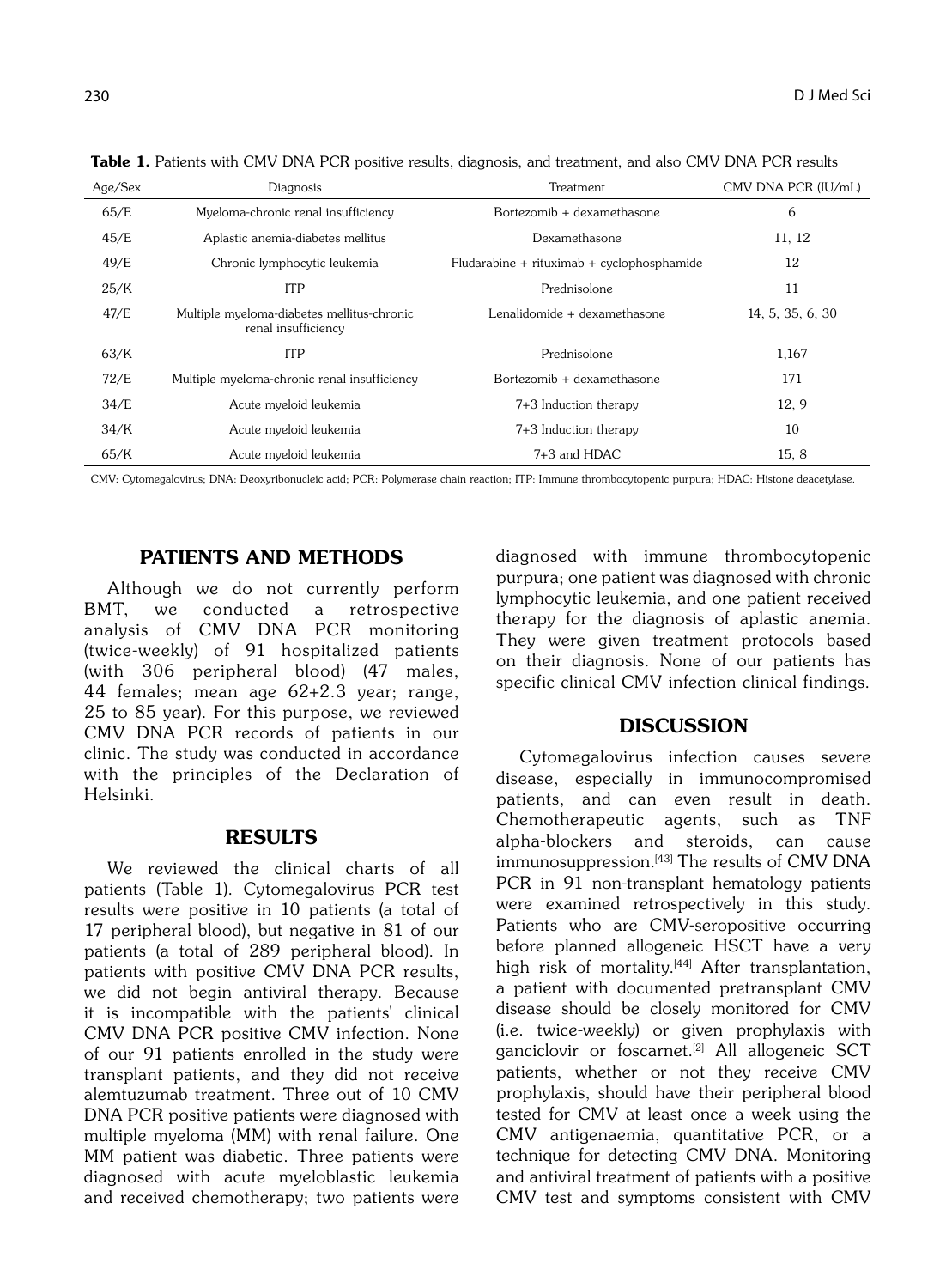**Table 1.** Patients with CMV DNA PCR positive results, diagnosis, and treatment, and also CMV DNA PCR results

| Age/Sex | Diagnosis | Treatment | CMV DNA PCR (IU/mL) |
|---|---|---|---|
| 65/E | Myeloma-chronic renal insufficiency | Bortezomib + dexamethasone | 6 |
| 45/E | Aplastic anemia-diabetes mellitus | Dexamethasone | 11, 12 |
| 49/E | Chronic lymphocytic leukemia | Fludarabine + rituximab + cyclophosphamide | 12 |
| 25/K | ITP | Prednisolone | 11 |
| 47/E | Multiple myeloma-diabetes mellitus-chronic renal insufficiency | Lenalidomide + dexamethasone | 14, 5, 35, 6, 30 |
| 63/K | ITP | Prednisolone | 1,167 |
| 72/E | Multiple myeloma-chronic renal insufficiency | Bortezomib + dexamethasone | 171 |
| 34/E | Acute myeloid leukemia | 7+3 Induction therapy | 12, 9 |
| 34/K | Acute myeloid leukemia | 7+3 Induction therapy | 10 |
| 65/K | Acute myeloid leukemia | 7+3 and HDAC | 15, 8 |

CMV: Cytomegalovirus; DNA: Deoxyribonucleic acid; PCR: Polymerase chain reaction; ITP: Immune thrombocytopenic purpura; HDAC: Histone deacetylase.

## PATIENTS AND METHODS

Although we do not currently perform BMT, we conducted a retrospective analysis of CMV DNA PCR monitoring (twice-weekly) of 91 hospitalized patients (with 306 peripheral blood) (47 males, 44 females; mean age 62+2.3 year; range, 25 to 85 year). For this purpose, we reviewed CMV DNA PCR records of patients in our clinic. The study was conducted in accordance with the principles of the Declaration of Helsinki.

## RESULTS

We reviewed the clinical charts of all patients (Table 1). Cytomegalovirus PCR test results were positive in 10 patients (a total of 17 peripheral blood), but negative in 81 of our patients (a total of 289 peripheral blood). In patients with positive CMV DNA PCR results, we did not begin antiviral therapy. Because it is incompatible with the patients' clinical CMV DNA PCR positive CMV infection. None of our 91 patients enrolled in the study were transplant patients, and they did not receive alemtuzumab treatment. Three out of 10 CMV DNA PCR positive patients were diagnosed with multiple myeloma (MM) with renal failure. One MM patient was diabetic. Three patients were diagnosed with acute myeloblastic leukemia and received chemotherapy; two patients were diagnosed with immune thrombocytopenic purpura; one patient was diagnosed with chronic lymphocytic leukemia, and one patient received therapy for the diagnosis of aplastic anemia. They were given treatment protocols based on their diagnosis. None of our patients has specific clinical CMV infection clinical findings.

## DISCUSSION

Cytomegalovirus infection causes severe disease, especially in immunocompromised patients, and can even result in death. Chemotherapeutic agents, such as TNF alpha-blockers and steroids, can cause immunosuppression.[43] The results of CMV DNA PCR in 91 non-transplant hematology patients were examined retrospectively in this study. Patients who are CMV-seropositive occurring before planned allogeneic HSCT have a very high risk of mortality.[44] After transplantation, a patient with documented pretransplant CMV disease should be closely monitored for CMV (i.e. twice-weekly) or given prophylaxis with ganciclovir or foscarnet.[2] All allogeneic SCT patients, whether or not they receive CMV prophylaxis, should have their peripheral blood tested for CMV at least once a week using the CMV antigenaemia, quantitative PCR, or a technique for detecting CMV DNA. Monitoring and antiviral treatment of patients with a positive CMV test and symptoms consistent with CMV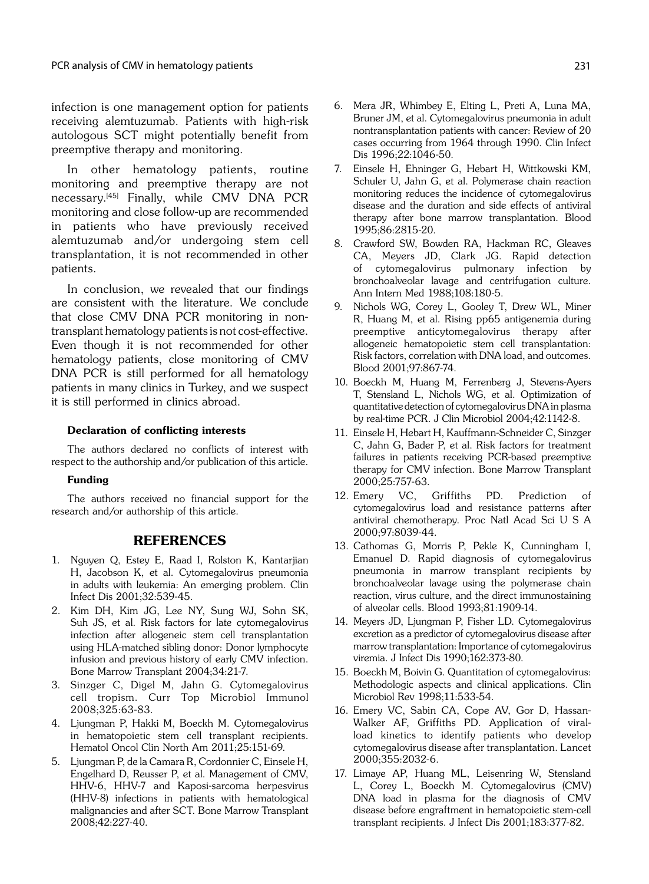infection is one management option for patients receiving alemtuzumab. Patients with high-risk autologous SCT might potentially benefit from preemptive therapy and monitoring.

In other hematology patients, routine monitoring and preemptive therapy are not necessary.[45] Finally, while CMV DNA PCR monitoring and close follow-up are recommended in patients who have previously received alemtuzumab and/or undergoing stem cell transplantation, it is not recommended in other patients.

In conclusion, we revealed that our findings are consistent with the literature. We conclude that close CMV DNA PCR monitoring in non-transplant hematology patients is not cost-effective. Even though it is not recommended for other hematology patients, close monitoring of CMV DNA PCR is still performed for all hematology patients in many clinics in Turkey, and we suspect it is still performed in clinics abroad.

#### Declaration of conflicting interests

The authors declared no conflicts of interest with respect to the authorship and/or publication of this article.

#### Funding

The authors received no financial support for the research and/or authorship of this article.

## REFERENCES

1. Nguyen Q, Estey E, Raad I, Rolston K, Kantarjian H, Jacobson K, et al. Cytomegalovirus pneumonia in adults with leukemia: An emerging problem. Clin Infect Dis 2001;32:539-45.
2. Kim DH, Kim JG, Lee NY, Sung WJ, Sohn SK, Suh JS, et al. Risk factors for late cytomegalovirus infection after allogeneic stem cell transplantation using HLA-matched sibling donor: Donor lymphocyte infusion and previous history of early CMV infection. Bone Marrow Transplant 2004;34:21-7.
3. Sinzger C, Digel M, Jahn G. Cytomegalovirus cell tropism. Curr Top Microbiol Immunol 2008;325:63-83.
4. Ljungman P, Hakki M, Boeckh M. Cytomegalovirus in hematopoietic stem cell transplant recipients. Hematol Oncol Clin North Am 2011;25:151-69.
5. Ljungman P, de la Camara R, Cordonnier C, Einsele H, Engelhard D, Reusser P, et al. Management of CMV, HHV-6, HHV-7 and Kaposi-sarcoma herpesvirus (HHV-8) infections in patients with hematological malignancies and after SCT. Bone Marrow Transplant 2008;42:227-40.
6. Mera JR, Whimbey E, Elting L, Preti A, Luna MA, Bruner JM, et al. Cytomegalovirus pneumonia in adult nontransplantation patients with cancer: Review of 20 cases occurring from 1964 through 1990. Clin Infect Dis 1996;22:1046-50.
7. Einsele H, Ehninger G, Hebart H, Wittkowski KM, Schuler U, Jahn G, et al. Polymerase chain reaction monitoring reduces the incidence of cytomegalovirus disease and the duration and side effects of antiviral therapy after bone marrow transplantation. Blood 1995;86:2815-20.
8. Crawford SW, Bowden RA, Hackman RC, Gleaves CA, Meyers JD, Clark JG. Rapid detection of cytomegalovirus pulmonary infection by bronchoalveolar lavage and centrifugation culture. Ann Intern Med 1988;108:180-5.
9. Nichols WG, Corey L, Gooley T, Drew WL, Miner R, Huang M, et al. Rising pp65 antigenemia during preemptive anticytomegalovirus therapy after allogeneic hematopoietic stem cell transplantation: Risk factors, correlation with DNA load, and outcomes. Blood 2001;97:867-74.
10. Boeckh M, Huang M, Ferrenberg J, Stevens-Ayers T, Stensland L, Nichols WG, et al. Optimization of quantitative detection of cytomegalovirus DNA in plasma by real-time PCR. J Clin Microbiol 2004;42:1142-8.
11. Einsele H, Hebart H, Kauffmann-Schneider C, Sinzger C, Jahn G, Bader P, et al. Risk factors for treatment failures in patients receiving PCR-based preemptive therapy for CMV infection. Bone Marrow Transplant 2000;25:757-63.
12. Emery VC, Griffiths PD. Prediction of cytomegalovirus load and resistance patterns after antiviral chemotherapy. Proc Natl Acad Sci U S A 2000;97:8039-44.
13. Cathomas G, Morris P, Pekle K, Cunningham I, Emanuel D. Rapid diagnosis of cytomegalovirus pneumonia in marrow transplant recipients by bronchoalveolar lavage using the polymerase chain reaction, virus culture, and the direct immunostaining of alveolar cells. Blood 1993;81:1909-14.
14. Meyers JD, Ljungman P, Fisher LD. Cytomegalovirus excretion as a predictor of cytomegalovirus disease after marrow transplantation: Importance of cytomegalovirus viremia. J Infect Dis 1990;162:373-80.
15. Boeckh M, Boivin G. Quantitation of cytomegalovirus: Methodologic aspects and clinical applications. Clin Microbiol Rev 1998;11:533-54.
16. Emery VC, Sabin CA, Cope AV, Gor D, Hassan-Walker AF, Griffiths PD. Application of viral-load kinetics to identify patients who develop cytomegalovirus disease after transplantation. Lancet 2000;355:2032-6.
17. Limaye AP, Huang ML, Leisenring W, Stensland L, Corey L, Boeckh M. Cytomegalovirus (CMV) DNA load in plasma for the diagnosis of CMV disease before engraftment in hematopoietic stem-cell transplant recipients. J Infect Dis 2001;183:377-82.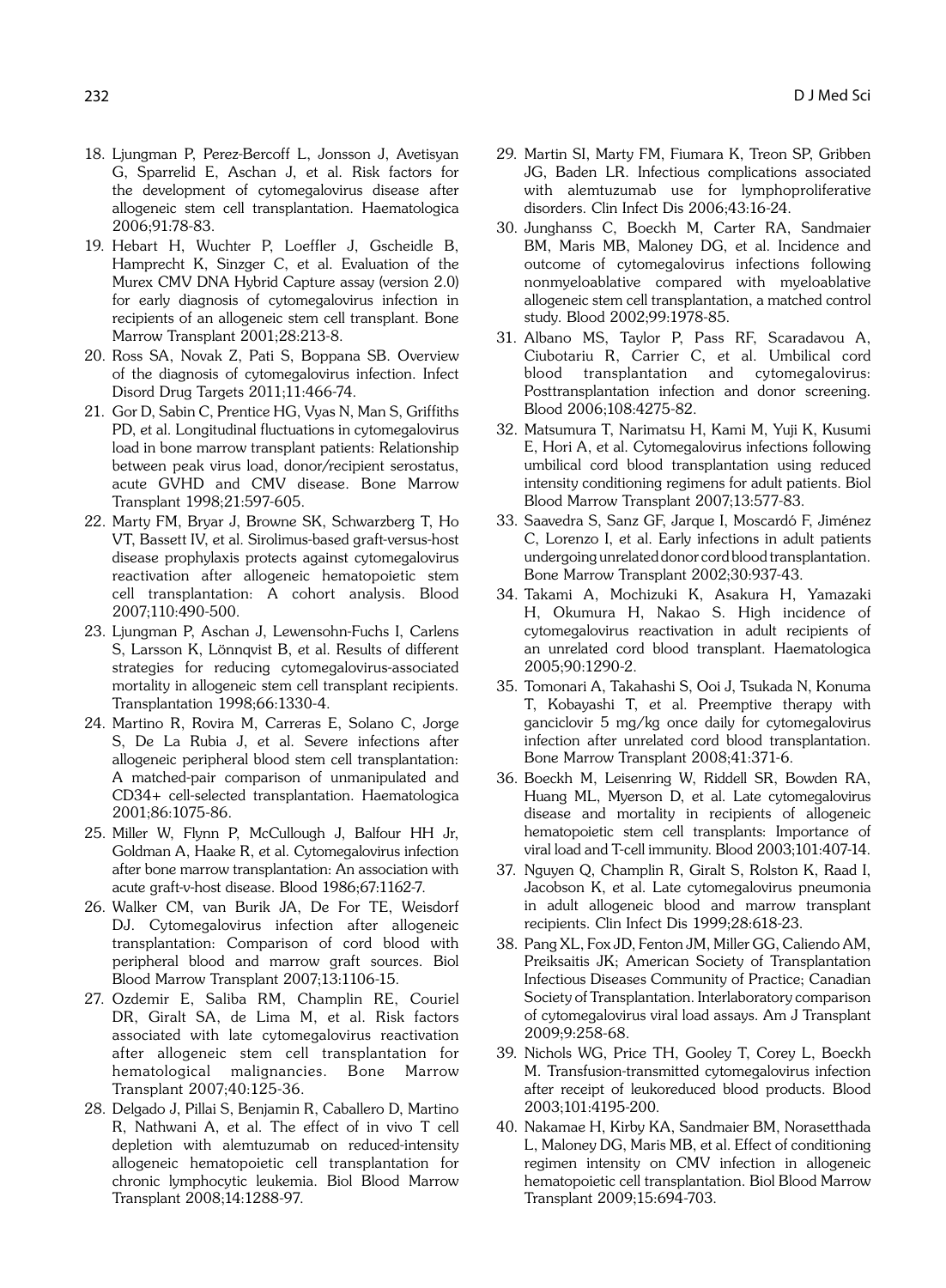18. Ljungman P, Perez-Bercoff L, Jonsson J, Avetisyan G, Sparrelid E, Aschan J, et al. Risk factors for the development of cytomegalovirus disease after allogeneic stem cell transplantation. Haematologica 2006;91:78-83.
19. Hebart H, Wuchter P, Loeffler J, Gscheidle B, Hamprecht K, Sinzger C, et al. Evaluation of the Murex CMV DNA Hybrid Capture assay (version 2.0) for early diagnosis of cytomegalovirus infection in recipients of an allogeneic stem cell transplant. Bone Marrow Transplant 2001;28:213-8.
20. Ross SA, Novak Z, Pati S, Boppana SB. Overview of the diagnosis of cytomegalovirus infection. Infect Disord Drug Targets 2011;11:466-74.
21. Gor D, Sabin C, Prentice HG, Vyas N, Man S, Griffiths PD, et al. Longitudinal fluctuations in cytomegalovirus load in bone marrow transplant patients: Relationship between peak virus load, donor/recipient serostatus, acute GVHD and CMV disease. Bone Marrow Transplant 1998;21:597-605.
22. Marty FM, Bryar J, Browne SK, Schwarzberg T, Ho VT, Bassett IV, et al. Sirolimus-based graft-versus-host disease prophylaxis protects against cytomegalovirus reactivation after allogeneic hematopoietic stem cell transplantation: A cohort analysis. Blood 2007;110:490-500.
23. Ljungman P, Aschan J, Lewensohn-Fuchs I, Carlens S, Larsson K, Lönnqvist B, et al. Results of different strategies for reducing cytomegalovirus-associated mortality in allogeneic stem cell transplant recipients. Transplantation 1998;66:1330-4.
24. Martino R, Rovira M, Carreras E, Solano C, Jorge S, De La Rubia J, et al. Severe infections after allogeneic peripheral blood stem cell transplantation: A matched-pair comparison of unmanipulated and CD34+ cell-selected transplantation. Haematologica 2001;86:1075-86.
25. Miller W, Flynn P, McCullough J, Balfour HH Jr, Goldman A, Haake R, et al. Cytomegalovirus infection after bone marrow transplantation: An association with acute graft-v-host disease. Blood 1986;67:1162-7.
26. Walker CM, van Burik JA, De For TE, Weisdorf DJ. Cytomegalovirus infection after allogeneic transplantation: Comparison of cord blood with peripheral blood and marrow graft sources. Biol Blood Marrow Transplant 2007;13:1106-15.
27. Ozdemir E, Saliba RM, Champlin RE, Couriel DR, Giralt SA, de Lima M, et al. Risk factors associated with late cytomegalovirus reactivation after allogeneic stem cell transplantation for hematological malignancies. Bone Marrow Transplant 2007;40:125-36.
28. Delgado J, Pillai S, Benjamin R, Caballero D, Martino R, Nathwani A, et al. The effect of in vivo T cell depletion with alemtuzumab on reduced-intensity allogeneic hematopoietic cell transplantation for chronic lymphocytic leukemia. Biol Blood Marrow Transplant 2008;14:1288-97.
29. Martin SI, Marty FM, Fiumara K, Treon SP, Gribben JG, Baden LR. Infectious complications associated with alemtuzumab use for lymphoproliferative disorders. Clin Infect Dis 2006;43:16-24.
30. Junghanss C, Boeckh M, Carter RA, Sandmaier BM, Maris MB, Maloney DG, et al. Incidence and outcome of cytomegalovirus infections following nonmyeloablative compared with myeloablative allogeneic stem cell transplantation, a matched control study. Blood 2002;99:1978-85.
31. Albano MS, Taylor P, Pass RF, Scaradavou A, Ciubotariu R, Carrier C, et al. Umbilical cord blood transplantation and cytomegalovirus: Posttransplantation infection and donor screening. Blood 2006;108:4275-82.
32. Matsumura T, Narimatsu H, Kami M, Yuji K, Kusumi E, Hori A, et al. Cytomegalovirus infections following umbilical cord blood transplantation using reduced intensity conditioning regimens for adult patients. Biol Blood Marrow Transplant 2007;13:577-83.
33. Saavedra S, Sanz GF, Jarque I, Moscardó F, Jiménez C, Lorenzo I, et al. Early infections in adult patients undergoing unrelated donor cord blood transplantation. Bone Marrow Transplant 2002;30:937-43.
34. Takami A, Mochizuki K, Asakura H, Yamazaki H, Okumura H, Nakao S. High incidence of cytomegalovirus reactivation in adult recipients of an unrelated cord blood transplant. Haematologica 2005;90:1290-2.
35. Tomonari A, Takahashi S, Ooi J, Tsukada N, Konuma T, Kobayashi T, et al. Preemptive therapy with ganciclovir 5 mg/kg once daily for cytomegalovirus infection after unrelated cord blood transplantation. Bone Marrow Transplant 2008;41:371-6.
36. Boeckh M, Leisenring W, Riddell SR, Bowden RA, Huang ML, Myerson D, et al. Late cytomegalovirus disease and mortality in recipients of allogeneic hematopoietic stem cell transplants: Importance of viral load and T-cell immunity. Blood 2003;101:407-14.
37. Nguyen Q, Champlin R, Giralt S, Rolston K, Raad I, Jacobson K, et al. Late cytomegalovirus pneumonia in adult allogeneic blood and marrow transplant recipients. Clin Infect Dis 1999;28:618-23.
38. Pang XL, Fox JD, Fenton JM, Miller GG, Caliendo AM, Preiksaitis JK; American Society of Transplantation Infectious Diseases Community of Practice; Canadian Society of Transplantation. Interlaboratory comparison of cytomegalovirus viral load assays. Am J Transplant 2009;9:258-68.
39. Nichols WG, Price TH, Gooley T, Corey L, Boeckh M. Transfusion-transmitted cytomegalovirus infection after receipt of leukoreduced blood products. Blood 2003;101:4195-200.
40. Nakamae H, Kirby KA, Sandmaier BM, Norasetthada L, Maloney DG, Maris MB, et al. Effect of conditioning regimen intensity on CMV infection in allogeneic hematopoietic cell transplantation. Biol Blood Marrow Transplant 2009;15:694-703.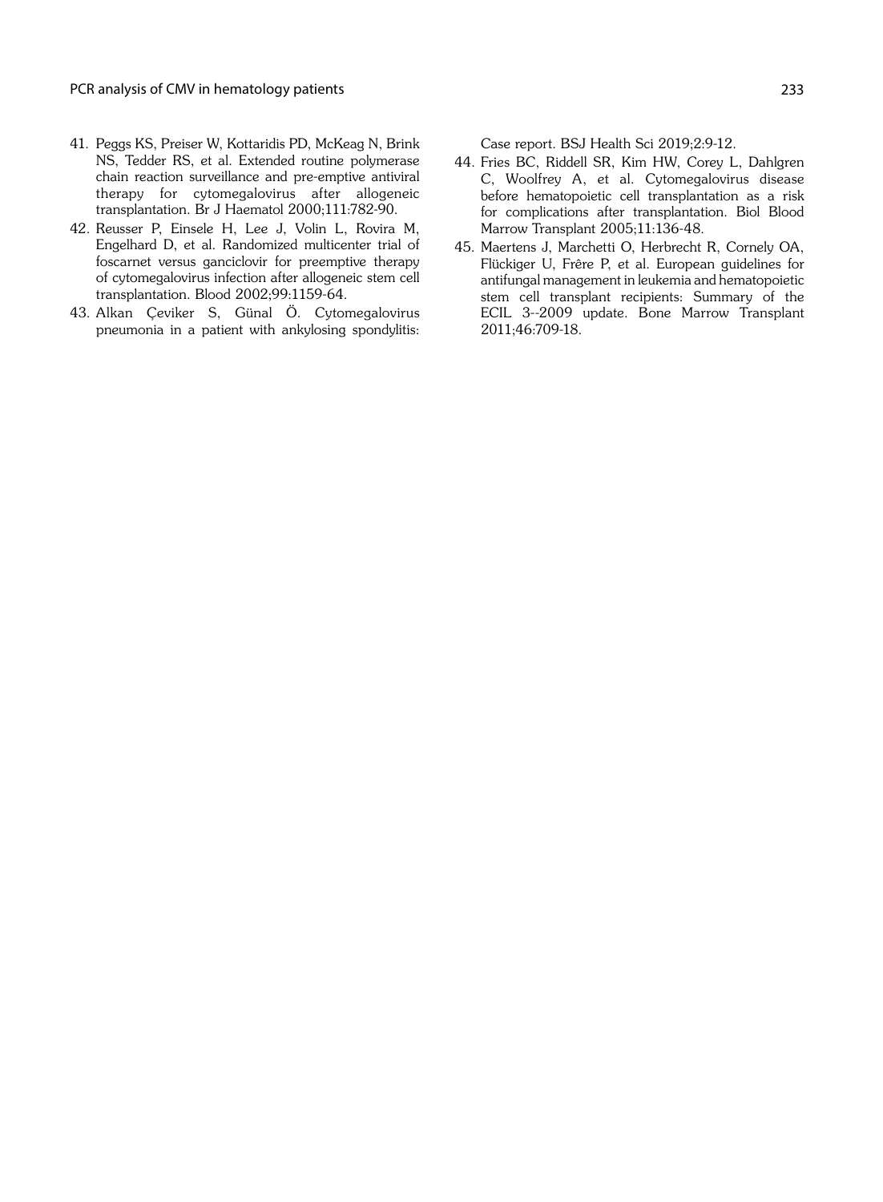41. Peggs KS, Preiser W, Kottaridis PD, McKeag N, Brink NS, Tedder RS, et al. Extended routine polymerase chain reaction surveillance and pre-emptive antiviral therapy for cytomegalovirus after allogeneic transplantation. Br J Haematol 2000;111:782-90.
42. Reusser P, Einsele H, Lee J, Volin L, Rovira M, Engelhard D, et al. Randomized multicenter trial of foscarnet versus ganciclovir for preemptive therapy of cytomegalovirus infection after allogeneic stem cell transplantation. Blood 2002;99:1159-64.
43. Alkan Çeviker S, Günal Ö. Cytomegalovirus pneumonia in a patient with ankylosing spondylitis: Case report. BSJ Health Sci 2019;2:9-12.
44. Fries BC, Riddell SR, Kim HW, Corey L, Dahlgren C, Woolfrey A, et al. Cytomegalovirus disease before hematopoietic cell transplantation as a risk for complications after transplantation. Biol Blood Marrow Transplant 2005;11:136-48.
45. Maertens J, Marchetti O, Herbrecht R, Cornely OA, Flückiger U, Frêre P, et al. European guidelines for antifungal management in leukemia and hematopoietic stem cell transplant recipients: Summary of the ECIL 3--2009 update. Bone Marrow Transplant 2011;46:709-18.